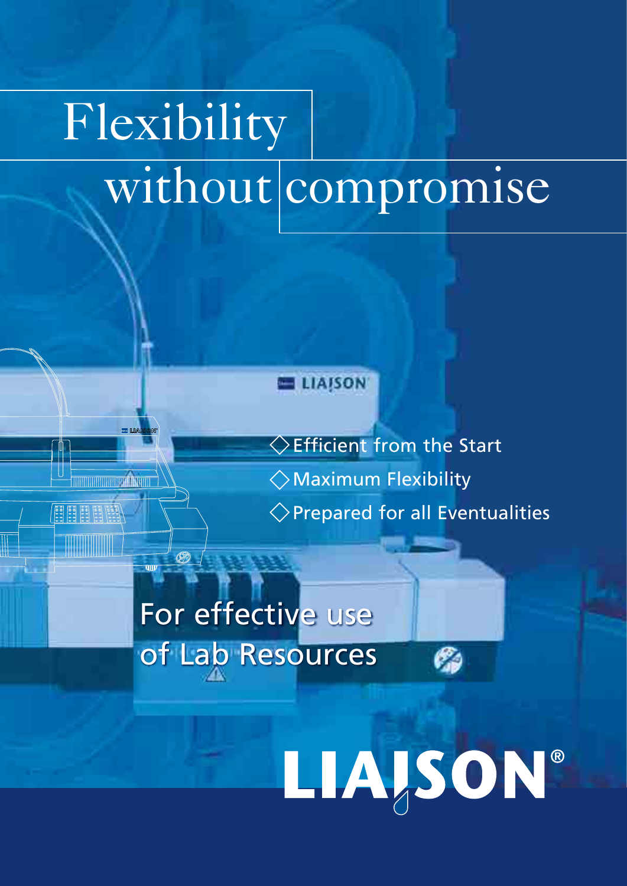# Flexibility without compromise

- Efficient from the Start
- Maximum Flexibility
- Prepared for all Eventualities

## For effective use of Lab Resources

LIAISON®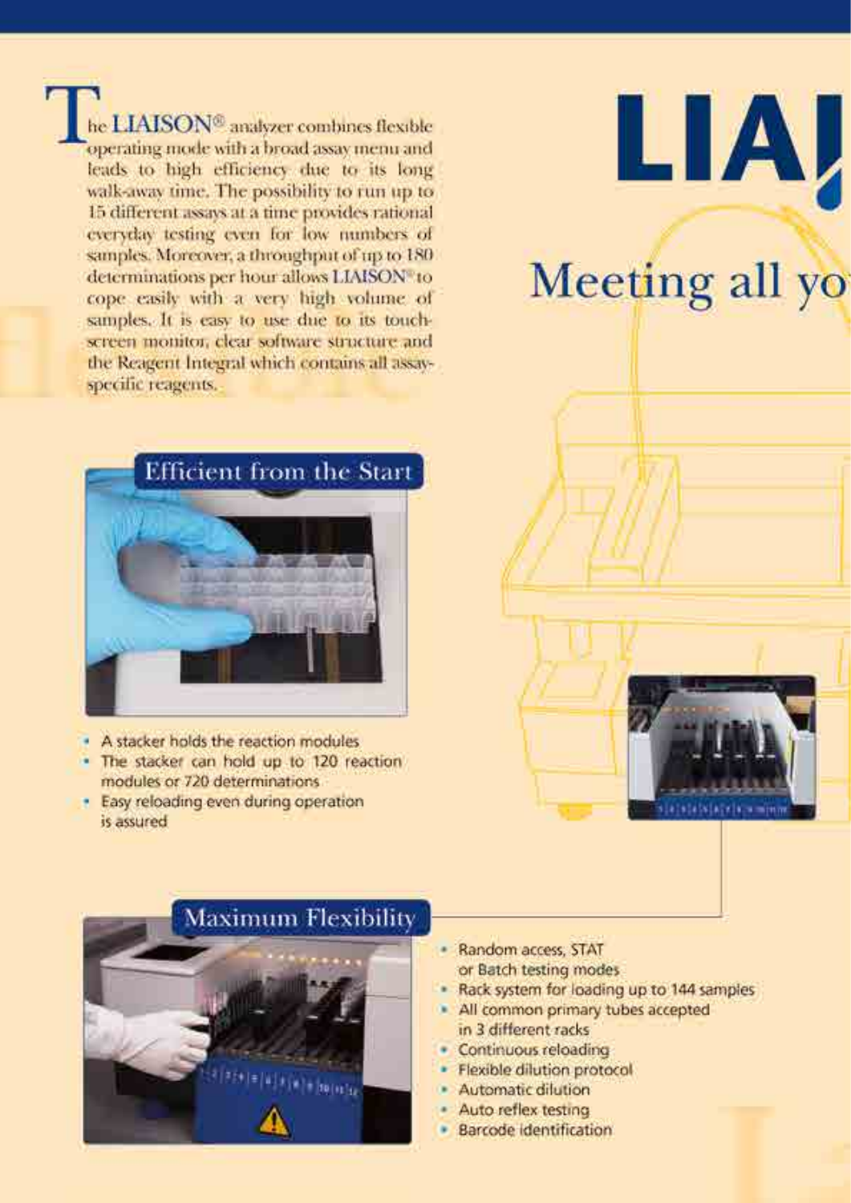# LIAI

## Meeting all yo

The LIAISON® analyzer combines flexible operating mode with a broad assay menu and leads to high efficiency due to its long walk-away time. The possibility to run up to 15 different assays at a time provides rational everyday testing even for low numbers of samples. Moreover, a throughput of up to 180 determinations per hour allows LIAISON® to cope easily with a very high volume of samples. It is easy to use due to its touch-screen monitor, clear software structure and the Reagent Integral which contains all assay-specific reagents.

### Efficient from the Start

- A stacker holds the reaction modules
- The stacker can hold up to 120 reaction modules or 720 determinations
- Easy reloading even during operation is assured

### Maximum Flexibility

- Random access, STAT or Batch testing modes
- Rack system for loading up to 144 samples
- All common primary tubes accepted in 3 different racks
- Continuous reloading
- Flexible dilution protocol
- Automatic dilution
- Auto reflex testing
- Barcode identification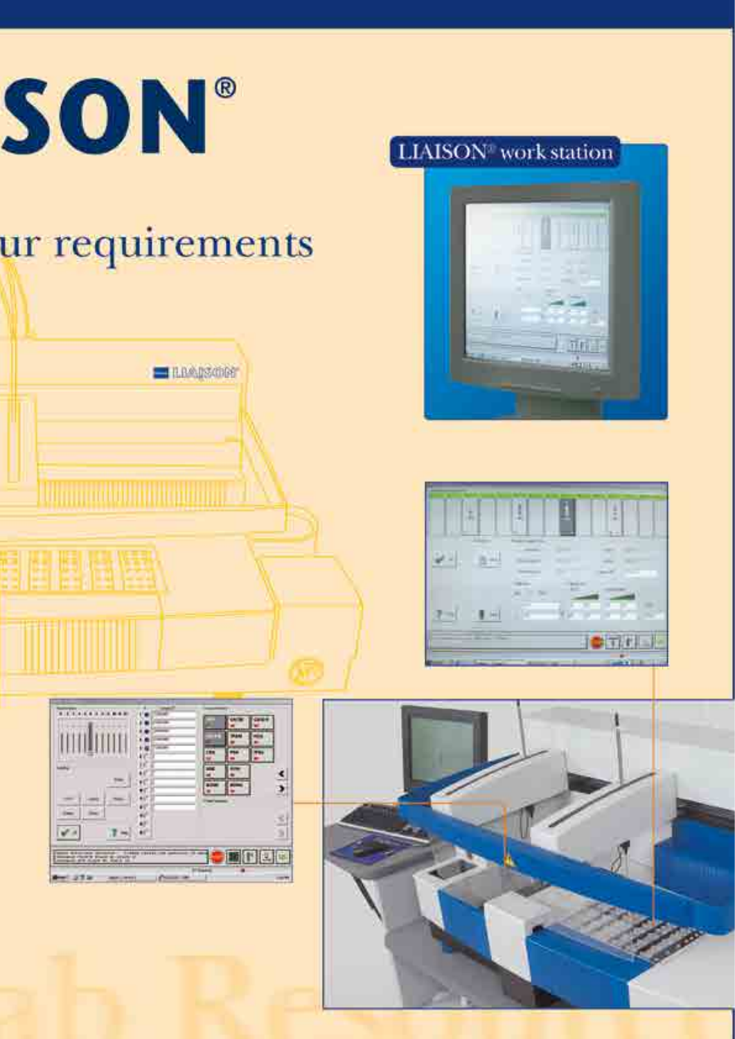# SON®

## ur requirements

LIAISON® work station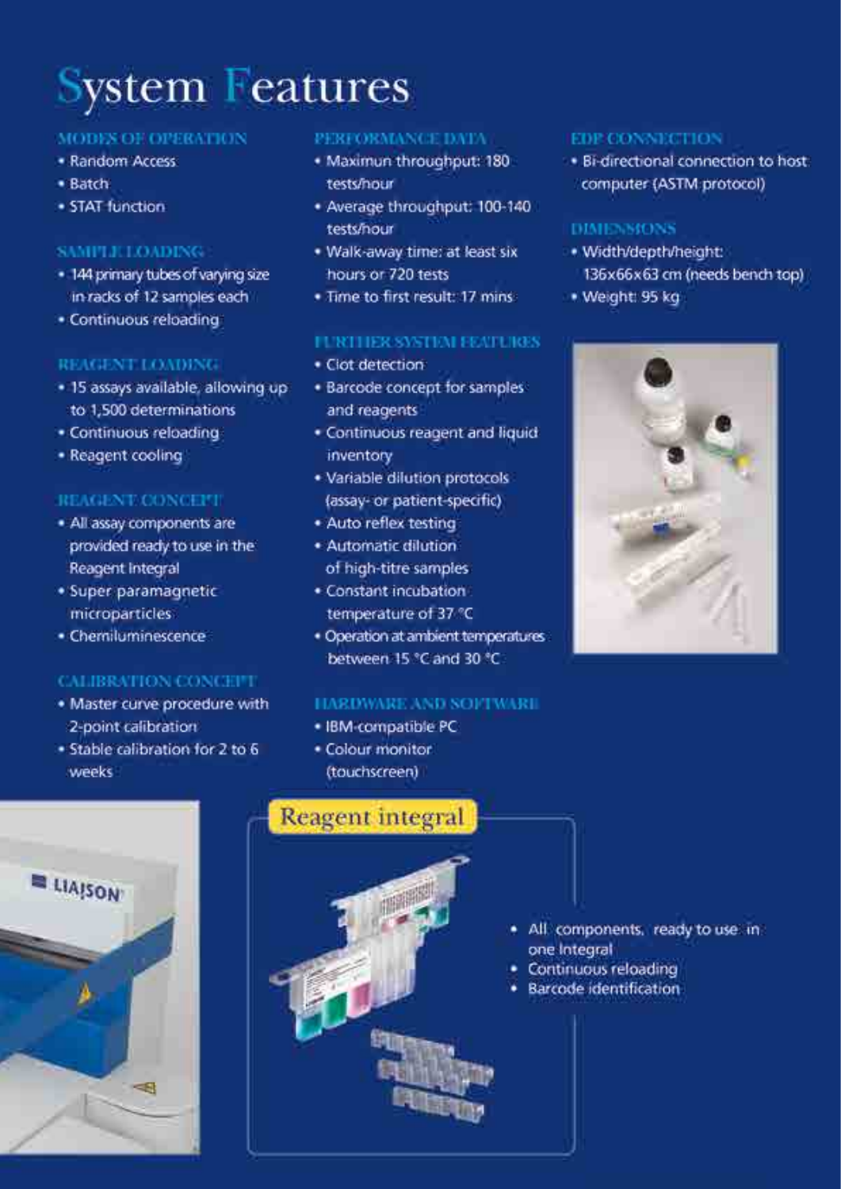# System Features

### MODES OF OPERATION

- Random Access
- Batch
- STAT function

### SAMPLE LOADING

- 144 primary tubes of varying size in racks of 12 samples each
- Continuous reloading

### REAGENT LOADING

- 15 assays available, allowing up to 1,500 determinations
- Continuous reloading
- Reagent cooling

### REAGENT CONCEPT

- All assay components are provided ready to use in the Reagent Integral
- Super paramagnetic microparticles
- Chemiluminescence

### CALIBRATION CONCEPT

- Master curve procedure with 2-point calibration
- Stable calibration for 2 to 6 weeks

### PERFORMANCE DATA

- Maximun throughput: 180 tests/hour
- Average throughput: 100-140 tests/hour
- Walk-away time: at least six hours or 720 tests
- Time to first result: 17 mins

### FURTHER SYSTEM FEATURES

- Clot detection
- Barcode concept for samples and reagents
- Continuous reagent and liquid inventory
- Variable dilution protocols (assay- or patient-specific)
- Auto reflex testing
- Automatic dilution of high-titre samples
- Constant incubation temperature of 37 °C
- Operation at ambient temperatures between 15 °C and 30 °C

### HARDWARE AND SOFTWARE

- IBM-compatible PC
- Colour monitor (touchscreen)

### EDP CONNECTION

- Bi-directional connection to host computer (ASTM protocol)

### DIMENSIONS

- Width/depth/height: 136x66x63 cm (needs bench top)
- Weight: 95 kg

### Reagent integral

- All components, ready to use in one Integral
- Continuous reloading
- Barcode identification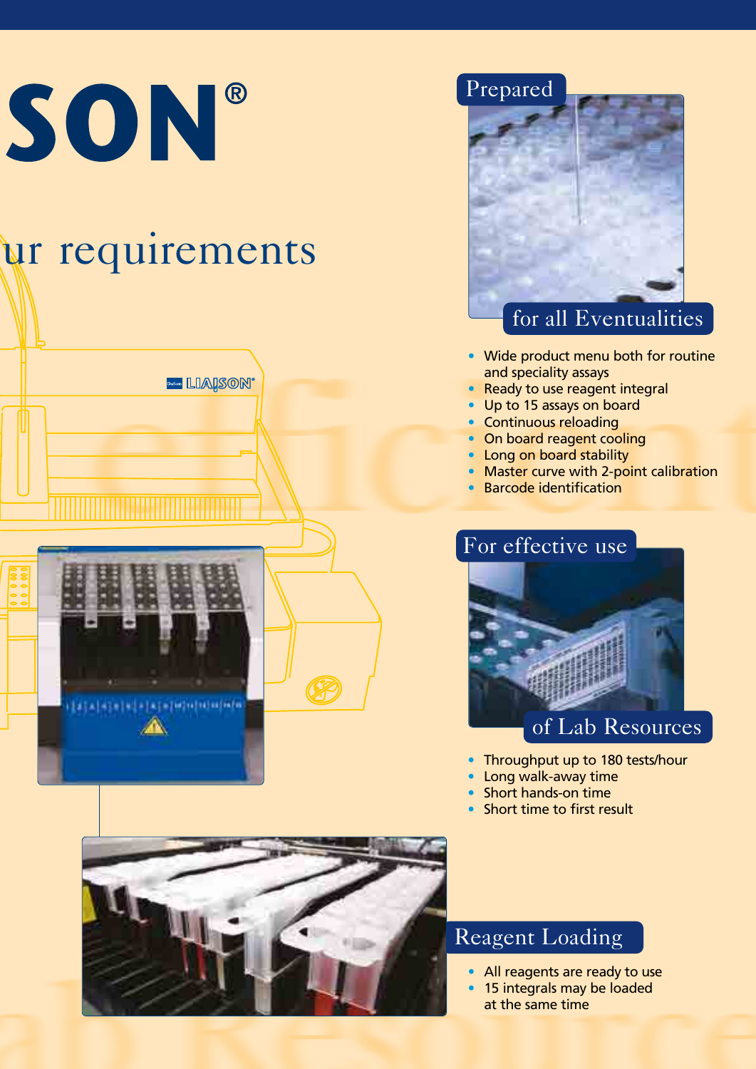# SON®

## ur requirements

## Prepared for all Eventualities

- Wide product menu both for routine and speciality assays
- Ready to use reagent integral
- Up to 15 assays on board
- Continuous reloading
- On board reagent cooling
- Long on board stability
- Master curve with 2-point calibration
- Barcode identification

## For effective use of Lab Resources

- Throughput up to 180 tests/hour
- Long walk-away time
- Short hands-on time
- Short time to first result

## Reagent Loading

- All reagents are ready to use
- 15 integrals may be loaded at the same time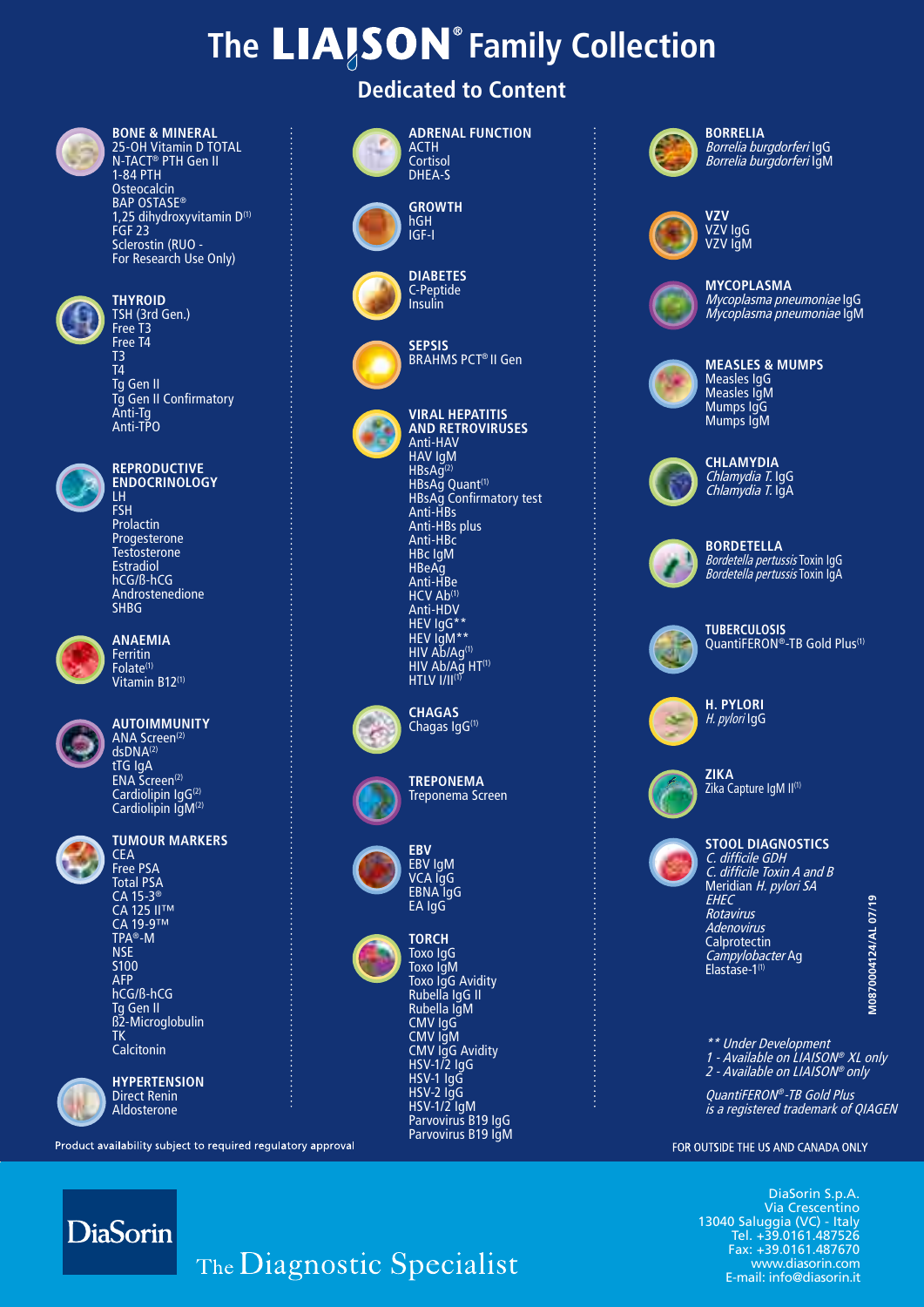# The LIAISON® Family Collection

## Dedicated to Content

### BONE & MINERAL
- 25-OH Vitamin D TOTAL
- N-TACT® PTH Gen II
- 1-84 PTH
- Osteocalcin
- BAP OSTASE®
- 1,25 dihydroxyvitamin D[1]
- FGF 23
- Sclerostin (RUO - For Research Use Only)

### THYROID
- TSH (3rd Gen.)
- Free T3
- Free T4
- T3
- T4
- Tg Gen II
- Tg Gen II Confirmatory
- Anti-Tg
- Anti-TPO

### REPRODUCTIVE ENDOCRINOLOGY
- LH
- FSH
- Prolactin
- Progesterone
- Testosterone
- Estradiol
- hCG/ß-hCG
- Androstenedione
- SHBG

### ANAEMIA
- Ferritin
- Folate[1]
- Vitamin B12[1]

### AUTOIMMUNITY
- ANA Screen[2]
- dsDNA[2]
- tTG IgA
- ENA Screen[2]
- Cardiolipin IgG[2]
- Cardiolipin IgM[2]

### TUMOUR MARKERS
- CEA
- Free PSA
- Total PSA
- CA 15-3®
- CA 125 II™
- CA 19-9™
- TPA®-M
- NSE
- S100
- AFP
- hCG/ß-hCG
- Tg Gen II
- ß2-Microglobulin
- TK
- Calcitonin

### HYPERTENSION
- Direct Renin
- Aldosterone

### ADRENAL FUNCTION
- ACTH
- Cortisol
- DHEA-S

### GROWTH
- hGH
- IGF-I

### DIABETES
- C-Peptide
- Insulin

### SEPSIS
- BRAHMS PCT® II Gen

### VIRAL HEPATITIS AND RETROVIRUSES
- Anti-HAV
- HAV IgM
- HBsAg[2]
- HBsAg Quant[1]
- HBsAg Confirmatory test
- Anti-HBs
- Anti-HBs plus
- Anti-HBc
- HBc IgM
- HBeAg
- Anti-HBe
- HCV Ab[1]
- Anti-HDV
- HEV IgG**
- HEV IgM**
- HIV Ab/Ag[1]
- HIV Ab/Ag HT[1]
- HTLV I/II[1]

### CHAGAS
- Chagas IgG[1]

### TREPONEMA
- Treponema Screen

### EBV
- EBV IgM
- VCA IgG
- EBNA IgG
- EA IgG

### TORCH
- Toxo IgG
- Toxo IgM
- Toxo IgG Avidity
- Rubella IgG II
- Rubella IgM
- CMV IgG
- CMV IgM
- CMV IgG Avidity
- HSV-1/2 IgG
- HSV-1 IgG
- HSV-2 IgG
- HSV-1/2 IgM
- Parvovirus B19 IgG
- Parvovirus B19 IgM

### BORRELIA
- *Borrelia burgdorferi* IgG
- *Borrelia burgdorferi* IgM

### VZV
- VZV IgG
- VZV IgM

### MYCOPLASMA
- *Mycoplasma pneumoniae* IgG
- *Mycoplasma pneumoniae* IgM

### MEASLES & MUMPS
- Measles IgG
- Measles IgM
- Mumps IgG
- Mumps IgM

### CHLAMYDIA
- *Chlamydia T.* IgG
- *Chlamydia T.* IgA

### BORDETELLA
- *Bordetella pertussis* Toxin IgG
- *Bordetella pertussis* Toxin IgA

### TUBERCULOSIS
- QuantiFERON®-TB Gold Plus[1]

### H. PYLORI
- *H. pylori* IgG

### ZIKA
- Zika Capture IgM II[1]

### STOOL DIAGNOSTICS
- *C. difficile GDH*
- *C. difficile Toxin A and B*
- Meridian *H. pylori SA*
- *EHEC*
- *Rotavirus*
- *Adenovirus*
- Calprotectin
- *Campylobacter* Ag
- Elastase-1[1]

*\*\* Under Development*
*1 - Available on LIAISON® XL only*
*2 - Available on LIAISON® only*

*QuantiFERON®-TB Gold Plus is a registered trademark of QIAGEN*

M0870004124/AL 07/19

Product availability subject to required regulatory approval

FOR OUTSIDE THE US AND CANADA ONLY

DiaSorin

The Diagnostic Specialist

DiaSorin S.p.A.
Via Crescentino
13040 Saluggia (VC) - Italy
Tel. +39.0161.487526
Fax: +39.0161.487670
www.diasorin.com
E-mail: info@diasorin.it